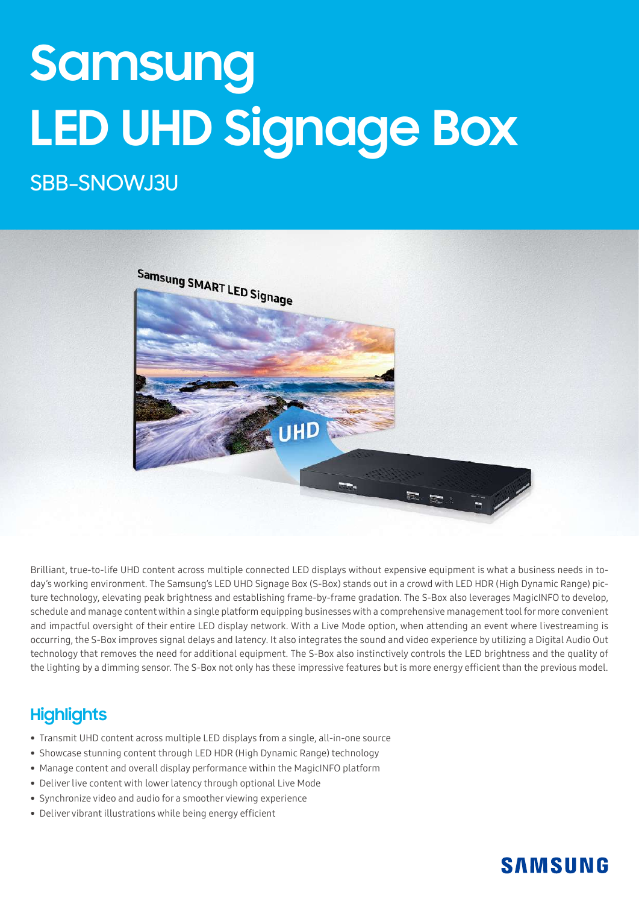# Samsung LED UHD Signage Box

## SBB-SNOWJ3U

Brilliant, true-to-life UHD content across multiple connected LED displays without expensive equipment is what a business needs in today's working environment. The Samsung's LED UHD Signage Box (S-Box) stands out in a crowd with LED HDR (High Dynamic Range) picture technology, elevating peak brightness and establishing frame-by-frame gradation. The S-Box also leverages MagicINFO to develop, schedule and manage content within a single platform equipping businesses with a comprehensive management tool for more convenient and impactful oversight of their entire LED display network. With a Live Mode option, when attending an event where livestreaming is occurring, the S-Box improves signal delays and latency. It also integrates the sound and video experience by utilizing a Digital Audio Out technology that removes the need for additional equipment. The S-Box also instinctively controls the LED brightness and the quality of the lighting by a dimming sensor. The S-Box not only has these impressive features but is more energy efficient than the previous model.

## Highlights

- Transmit UHD content across multiple LED displays from a single, all-in-one source
- Showcase stunning content through LED HDR (High Dynamic Range) technology
- Manage content and overall display performance within the MagicINFO platform
- Deliver live content with lower latency through optional Live Mode
- Synchronize video and audio for a smoother viewing experience
- Deliver vibrant illustrations while being energy efficient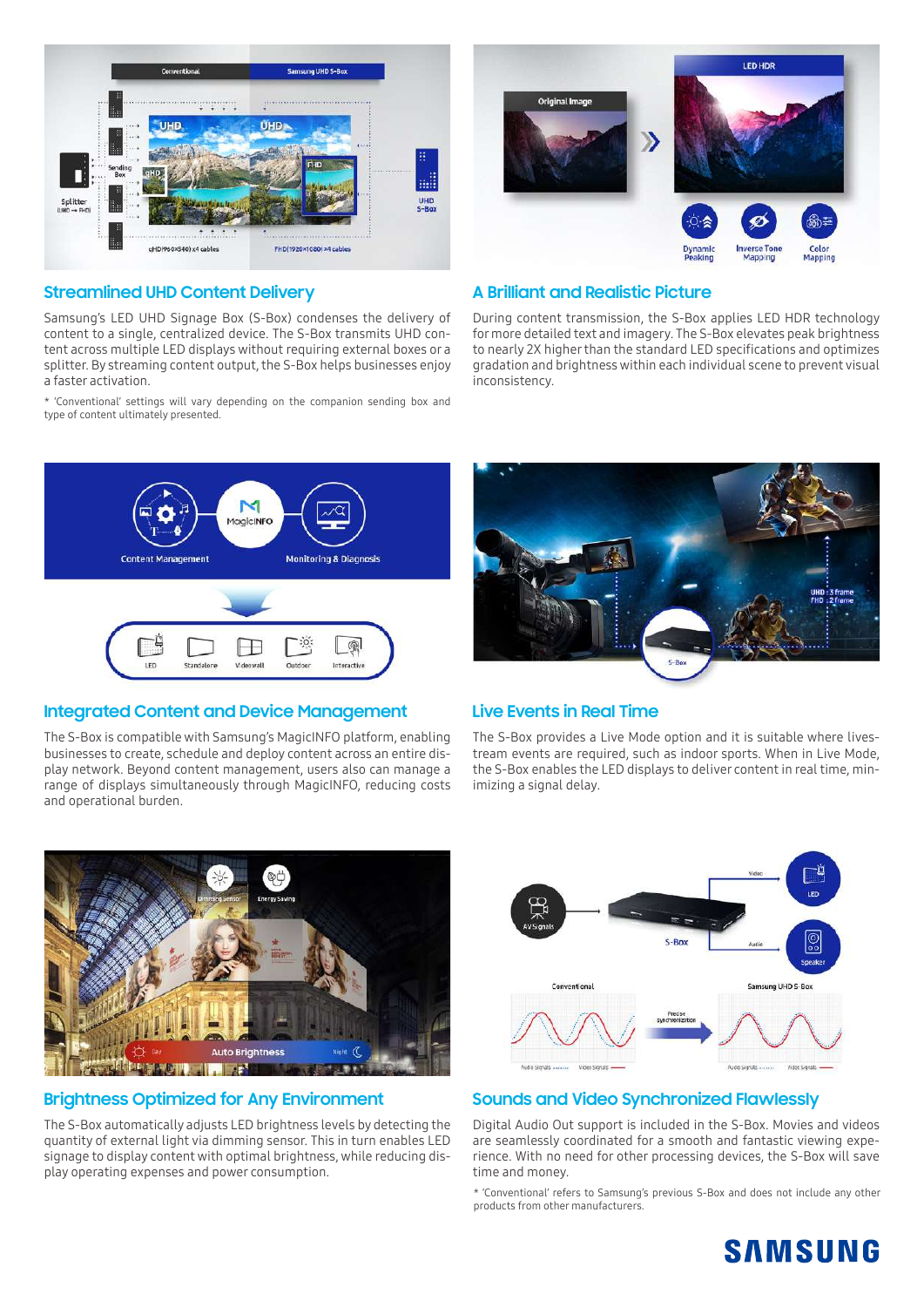## Streamlined UHD Content Delivery

Samsung's LED UHD Signage Box (S-Box) condenses the delivery of content to a single, centralized device. The S-Box transmits UHD content across multiple LED displays without requiring external boxes or a splitter. By streaming content output, the S-Box helps businesses enjoy a faster activation.

* 'Conventional' settings will vary depending on the companion sending box and type of content ultimately presented.

## A Brilliant and Realistic Picture

During content transmission, the S-Box applies LED HDR technology for more detailed text and imagery. The S-Box elevates peak brightness to nearly 2X higher than the standard LED specifications and optimizes gradation and brightness within each individual scene to prevent visual inconsistency.

## Integrated Content and Device Management

The S-Box is compatible with Samsung's MagicINFO platform, enabling businesses to create, schedule and deploy content across an entire display network. Beyond content management, users also can manage a range of displays simultaneously through MagicINFO, reducing costs and operational burden.

## Live Events in Real Time

The S-Box provides a Live Mode option and it is suitable where livestream events are required, such as indoor sports. When in Live Mode, the S-Box enables the LED displays to deliver content in real time, minimizing a signal delay.

## Brightness Optimized for Any Environment

The S-Box automatically adjusts LED brightness levels by detecting the quantity of external light via dimming sensor. This in turn enables LED signage to display content with optimal brightness, while reducing display operating expenses and power consumption.

## Sounds and Video Synchronized Flawlessly

Digital Audio Out support is included in the S-Box. Movies and videos are seamlessly coordinated for a smooth and fantastic viewing experience. With no need for other processing devices, the S-Box will save time and money.

* 'Conventional' refers to Samsung's previous S-Box and does not include any other products from other manufacturers.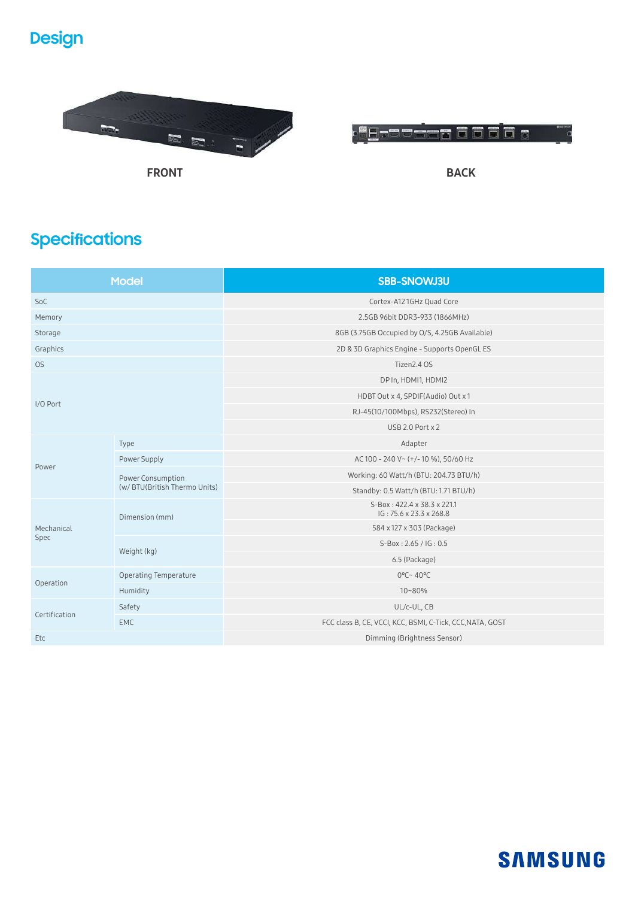# Design

FRONT

BACK

# Specifications

| Model | | SBB-SNOWJ3U |
|---|---|---|
| SoC | | Cortex-A12 1GHz Quad Core |
| Memory | | 2.5GB 96bit DDR3-933 (1866MHz) |
| Storage | | 8GB (3.75GB Occupied by O/S, 4.25GB Available) |
| Graphics | | 2D & 3D Graphics Engine - Supports OpenGL ES |
| OS | | Tizen2.4 OS |
| I/O Port | | DP In, HDMI1, HDMI2 |
| | | HDBT Out x 4, SPDIF(Audio) Out x 1 |
| | | RJ-45(10/100Mbps), RS232(Stereo) In |
| | | USB 2.0 Port x 2 |
| Power | Type | Adapter |
| | Power Supply | AC 100 - 240 V~ (+/- 10 %), 50/60 Hz |
| | Power Consumption (w/ BTU(British Thermo Units) | Working: 60 Watt/h (BTU: 204.73 BTU/h) |
| | | Standby: 0.5 Watt/h (BTU: 1.71 BTU/h) |
| Mechanical Spec | Dimension (mm) | S-Box : 422.4 x 38.3 x 221.1<br>IG : 75.6 x 23.3 x 268.8 |
| | | 584 x 127 x 303 (Package) |
| | Weight (kg) | S-Box : 2.65 / IG : 0.5 |
| | | 6.5 (Package) |
| Operation | Operating Temperature | 0°C~ 40°C |
| | Humidity | 10~80% |
| Certification | Safety | UL/c-UL, CB |
| | EMC | FCC class B, CE, VCCI, KCC, BSMI, C-Tick, CCC,NATA, GOST |
| Etc | | Dimming (Brightness Sensor) |

SAMSUNG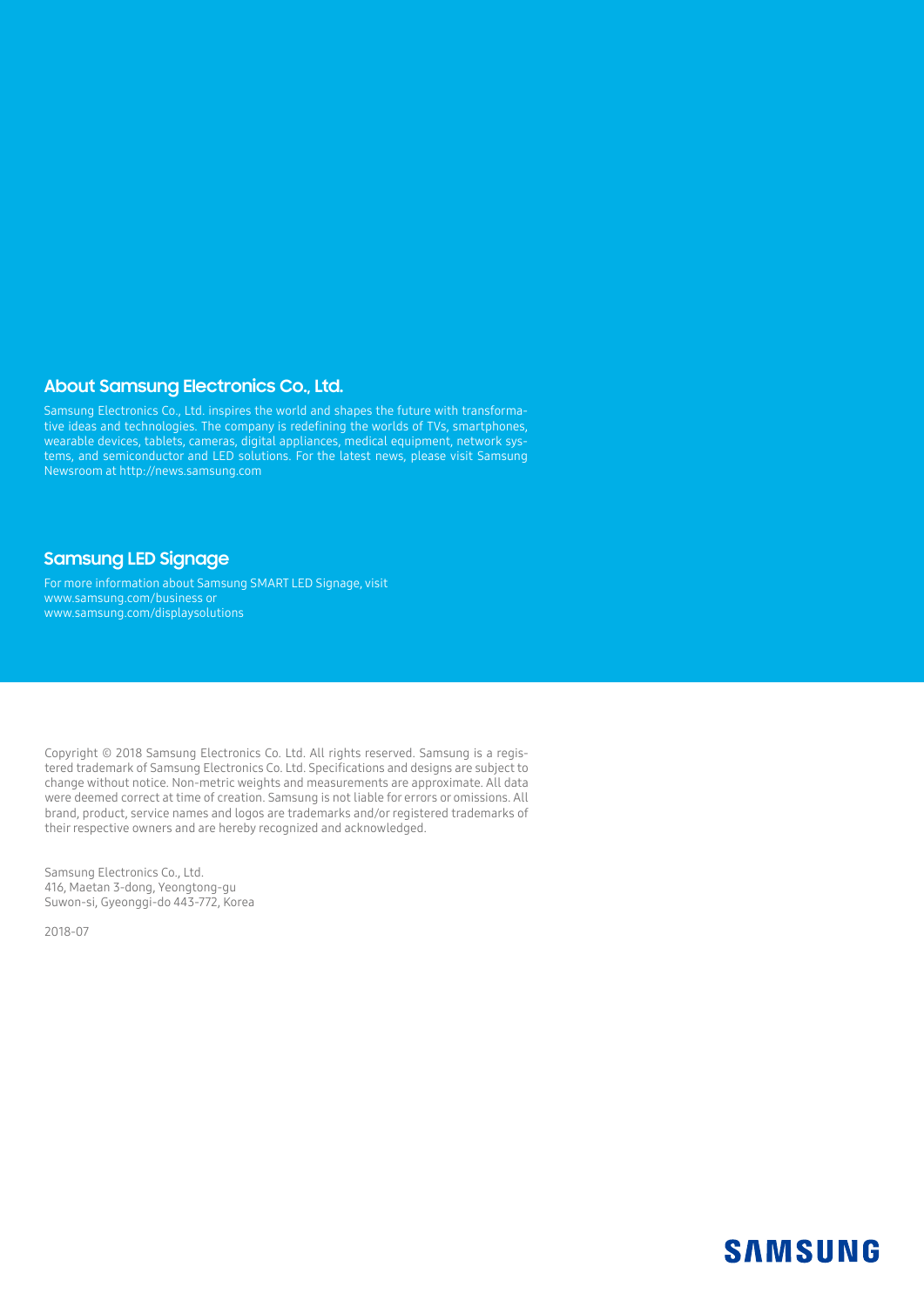## About Samsung Electronics Co., Ltd.

Samsung Electronics Co., Ltd. inspires the world and shapes the future with transformative ideas and technologies. The company is redefining the worlds of TVs, smartphones, wearable devices, tablets, cameras, digital appliances, medical equipment, network systems, and semiconductor and LED solutions. For the latest news, please visit Samsung Newsroom at http://news.samsung.com

## Samsung LED Signage

For more information about Samsung SMART LED Signage, visit
www.samsung.com/business or
www.samsung.com/displaysolutions

Copyright © 2018 Samsung Electronics Co. Ltd. All rights reserved. Samsung is a registered trademark of Samsung Electronics Co. Ltd. Specifications and designs are subject to change without notice. Non-metric weights and measurements are approximate. All data were deemed correct at time of creation. Samsung is not liable for errors or omissions. All brand, product, service names and logos are trademarks and/or registered trademarks of their respective owners and are hereby recognized and acknowledged.

Samsung Electronics Co., Ltd.
416, Maetan 3-dong, Yeongtong-gu
Suwon-si, Gyeonggi-do 443-772, Korea

2018-07

SAMSUNG